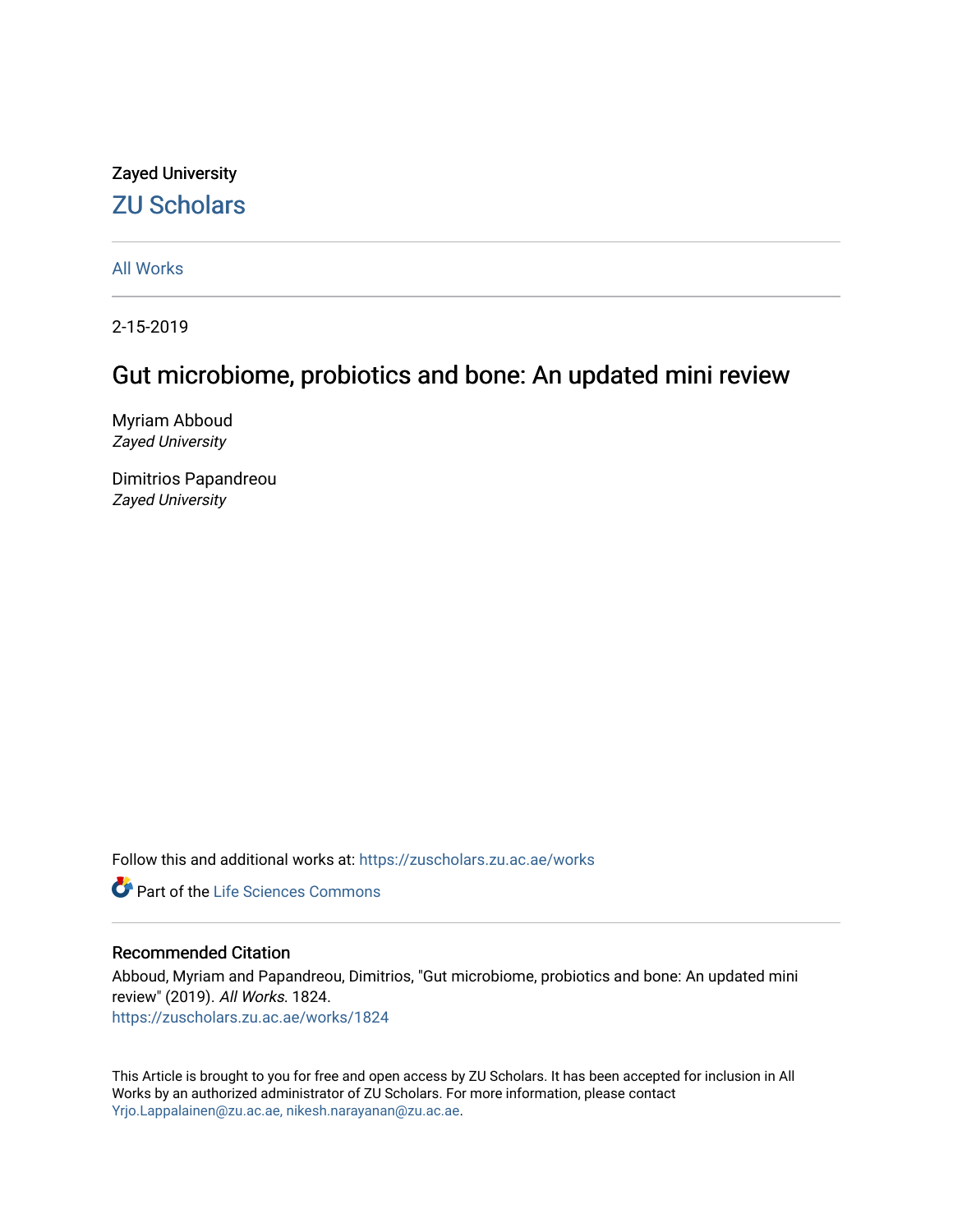Zayed University

## ZU Scholars

All Works

2-15-2019

# Gut microbiome, probiotics and bone: An updated mini review

Myriam Abboud
*Zayed University*

Dimitrios Papandreou
*Zayed University*

Follow this and additional works at: https://zuscholars.zu.ac.ae/works

Part of the Life Sciences Commons

### Recommended Citation

Abboud, Myriam and Papandreou, Dimitrios, "Gut microbiome, probiotics and bone: An updated mini review" (2019). *All Works*. 1824.
https://zuscholars.zu.ac.ae/works/1824

This Article is brought to you for free and open access by ZU Scholars. It has been accepted for inclusion in All Works by an authorized administrator of ZU Scholars. For more information, please contact Yrjo.Lappalainen@zu.ac.ae, nikesh.narayanan@zu.ac.ae.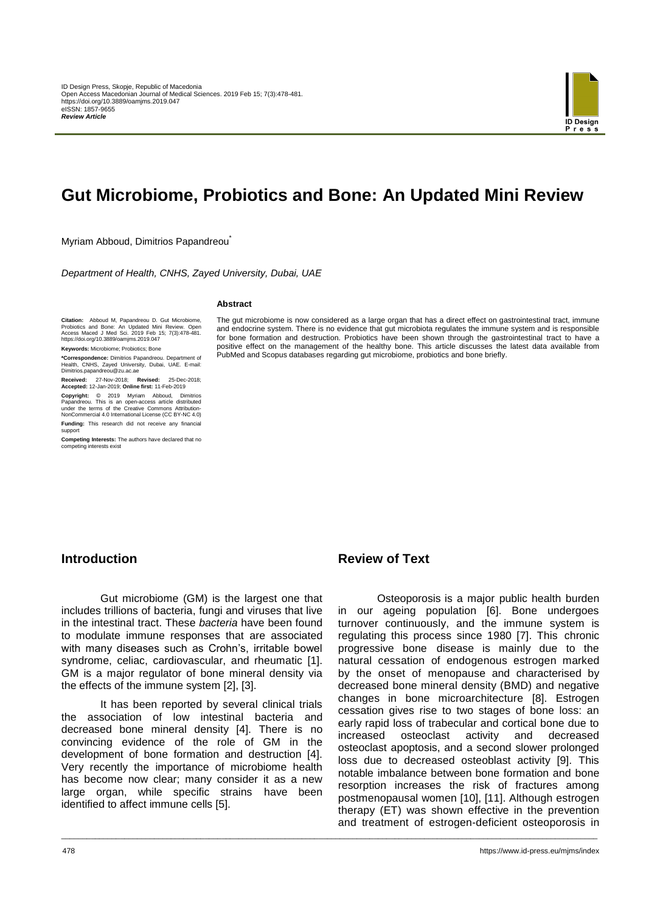# Gut Microbiome, Probiotics and Bone: An Updated Mini Review

Myriam Abboud, Dimitrios Papandreou*

*Department of Health, CNHS, Zayed University, Dubai, UAE*

**Citation:** Abboud M, Papandreou D. Gut Microbiome, Probiotics and Bone: An Updated Mini Review. Open Access Maced J Med Sci. 2019 Feb 15; 7(3):478-481. https://doi.org/10.3889/oamjms.2019.047

**Keywords:** Microbiome; Probiotics; Bone

***Correspondence:** Dimitrios Papandreou. Department of Health, CNHS, Zayed University, Dubai, UAE. E-mail: Dimitrios.papandreou@zu.ac.ae

**Received:** 27-Nov-2018; **Revised:** 25-Dec-2018; **Accepted:** 12-Jan-2019; **Online first:** 11-Feb-2019

**Copyright:** © 2019 Myriam Abboud, Dimitrios Papandreou. This is an open-access article distributed under the terms of the Creative Commons Attribution-NonCommercial 4.0 International License (CC BY-NC 4.0)

**Funding:** This research did not receive any financial support

**Competing Interests:** The authors have declared that no competing interests exist

## Abstract

The gut microbiome is now considered as a large organ that has a direct effect on gastrointestinal tract, immune and endocrine system. There is no evidence that gut microbiota regulates the immune system and is responsible for bone formation and destruction. Probiotics have been shown through the gastrointestinal tract to have a positive effect on the management of the healthy bone. This article discusses the latest data available from PubMed and Scopus databases regarding gut microbiome, probiotics and bone briefly.

## Introduction

Gut microbiome (GM) is the largest one that includes trillions of bacteria, fungi and viruses that live in the intestinal tract. These *bacteria* have been found to modulate immune responses that are associated with many diseases such as Crohn's, irritable bowel syndrome, celiac, cardiovascular, and rheumatic [1]. GM is a major regulator of bone mineral density via the effects of the immune system [2], [3].

It has been reported by several clinical trials the association of low intestinal bacteria and decreased bone mineral density [4]. There is no convincing evidence of the role of GM in the development of bone formation and destruction [4]. Very recently the importance of microbiome health has become now clear; many consider it as a new large organ, while specific strains have been identified to affect immune cells [5].

## Review of Text

Osteoporosis is a major public health burden in our ageing population [6]. Bone undergoes turnover continuously, and the immune system is regulating this process since 1980 [7]. This chronic progressive bone disease is mainly due to the natural cessation of endogenous estrogen marked by the onset of menopause and characterised by decreased bone mineral density (BMD) and negative changes in bone microarchitecture [8]. Estrogen cessation gives rise to two stages of bone loss: an early rapid loss of trabecular and cortical bone due to increased osteoclast activity and decreased osteoclast apoptosis, and a second slower prolonged loss due to decreased osteoblast activity [9]. This notable imbalance between bone formation and bone resorption increases the risk of fractures among postmenopausal women [10], [11]. Although estrogen therapy (ET) was shown effective in the prevention and treatment of estrogen-deficient osteoporosis in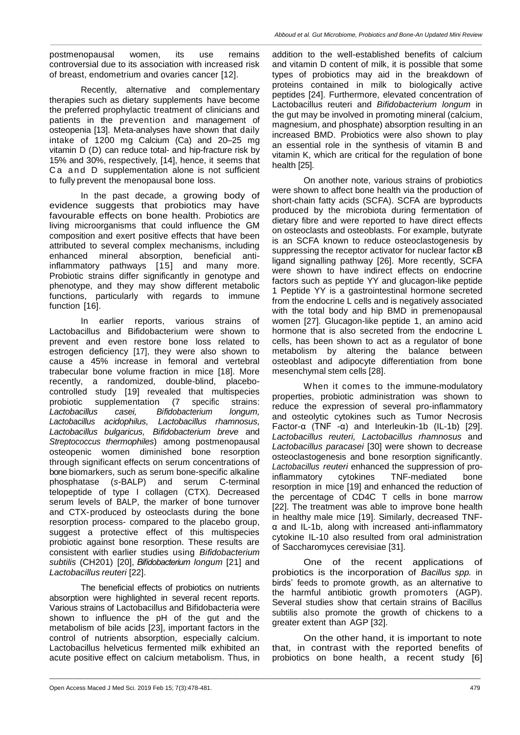postmenopausal women, its use remains controversial due to its association with increased risk of breast, endometrium and ovaries cancer [12].

Recently, alternative and complementary therapies such as dietary supplements have become the preferred prophylactic treatment of clinicians and patients in the prevention and management of osteopenia [13]. Meta-analyses have shown that daily intake of 1200 mg Calcium (Ca) and 20–25 mg vitamin D (D) can reduce total- and hip-fracture risk by 15% and 30%, respectively, [14], hence, it seems that Ca and D supplementation alone is not sufficient to fully prevent the menopausal bone loss.

In the past decade, a growing body of evidence suggests that probiotics may have favourable effects on bone health. Probiotics are living microorganisms that could influence the GM composition and exert positive effects that have been attributed to several complex mechanisms, including enhanced mineral absorption, beneficial anti-inflammatory pathways [15] and many more. Probiotic strains differ significantly in genotype and phenotype, and they may show different metabolic functions, particularly with regards to immune function [16].

In earlier reports, various strains of Lactobacillus and Bifidobacterium were shown to prevent and even restore bone loss related to estrogen deficiency [17], they were also shown to cause a 45% increase in femoral and vertebral trabecular bone volume fraction in mice [18]. More recently, a randomized, double-blind, placebo-controlled study [19] revealed that multispecies probiotic supplementation (7 specific strains: *Lactobacillus casei, Bifidobacterium longum, Lactobacillus acidophilus, Lactobacillus rhamnosus, Lactobacillus bulgaricus, Bifidobacterium breve* and *Streptococcus thermophiles*) among postmenopausal osteopenic women diminished bone resorption through significant effects on serum concentrations of bone biomarkers, such as serum bone-specific alkaline phosphatase (*s*-BALP) and serum C-terminal telopeptide of type I collagen (CTX). Decreased serum levels of BALP, the marker of bone turnover and CTX-produced by osteoclasts during the bone resorption process- compared to the placebo group, suggest a protective effect of this multispecies probiotic against bone resorption. These results are consistent with earlier studies using *Bifidobacterium subtilis* (CH201) [20], *Bifidobacterium longum* [21] and *Lactobacillus reuteri* [22].

The beneficial effects of probiotics on nutrients absorption were highlighted in several recent reports. Various strains of Lactobacillus and Bifidobacteria were shown to influence the pH of the gut and the metabolism of bile acids [23], important factors in the control of nutrients absorption, especially calcium. Lactobacillus helveticus fermented milk exhibited an acute positive effect on calcium metabolism. Thus, in addition to the well-established benefits of calcium and vitamin D content of milk, it is possible that some types of probiotics may aid in the breakdown of proteins contained in milk to biologically active peptides [24]. Furthermore, elevated concentration of Lactobacillus reuteri and *Bifidobacterium longum* in the gut may be involved in promoting mineral (calcium, magnesium, and phosphate) absorption resulting in an increased BMD. Probiotics were also shown to play an essential role in the synthesis of vitamin B and vitamin K, which are critical for the regulation of bone health [25].

On another note, various strains of probiotics were shown to affect bone health via the production of short-chain fatty acids (SCFA). SCFA are byproducts produced by the microbiota during fermentation of dietary fibre and were reported to have direct effects on osteoclasts and osteoblasts. For example, butyrate is an SCFA known to reduce osteoclastogenesis by suppressing the receptor activator for nuclear factor κB ligand signalling pathway [26]. More recently, SCFA were shown to have indirect effects on endocrine factors such as peptide YY and glucagon-like peptide 1 Peptide YY is a gastrointestinal hormone secreted from the endocrine L cells and is negatively associated with the total body and hip BMD in premenopausal women [27]. Glucagon-like peptide 1, an amino acid hormone that is also secreted from the endocrine L cells, has been shown to act as a regulator of bone metabolism by altering the balance between osteoblast and adipocyte differentiation from bone mesenchymal stem cells [28].

When it comes to the immune-modulatory properties, probiotic administration was shown to reduce the expression of several pro-inflammatory and osteolytic cytokines such as Tumor Necrosis Factor-α (TNF -α) and Interleukin-1b (IL-1b) [29]. *Lactobacillus reuteri, Lactobacillus rhamnosus* and *Lactobacillus paracasei* [30] were shown to decrease osteoclastogenesis and bone resorption significantly. *Lactobacillus reuteri* enhanced the suppression of pro-inflammatory cytokines TNF-mediated bone resorption in mice [19] and enhanced the reduction of the percentage of CD4C T cells in bone marrow [22]. The treatment was able to improve bone health in healthy male mice [19]. Similarly, decreased TNF-α and IL-1b, along with increased anti-inflammatory cytokine IL-10 also resulted from oral administration of Saccharomyces cerevisiae [31].

One of the recent applications of probiotics is the incorporation of *Bacillus spp.* in birds' feeds to promote growth, as an alternative to the harmful antibiotic growth promoters (AGP). Several studies show that certain strains of Bacillus subtilis also promote the growth of chickens to a greater extent than AGP [32].

On the other hand, it is important to note that, in contrast with the reported benefits of probiotics on bone health, a recent study [6]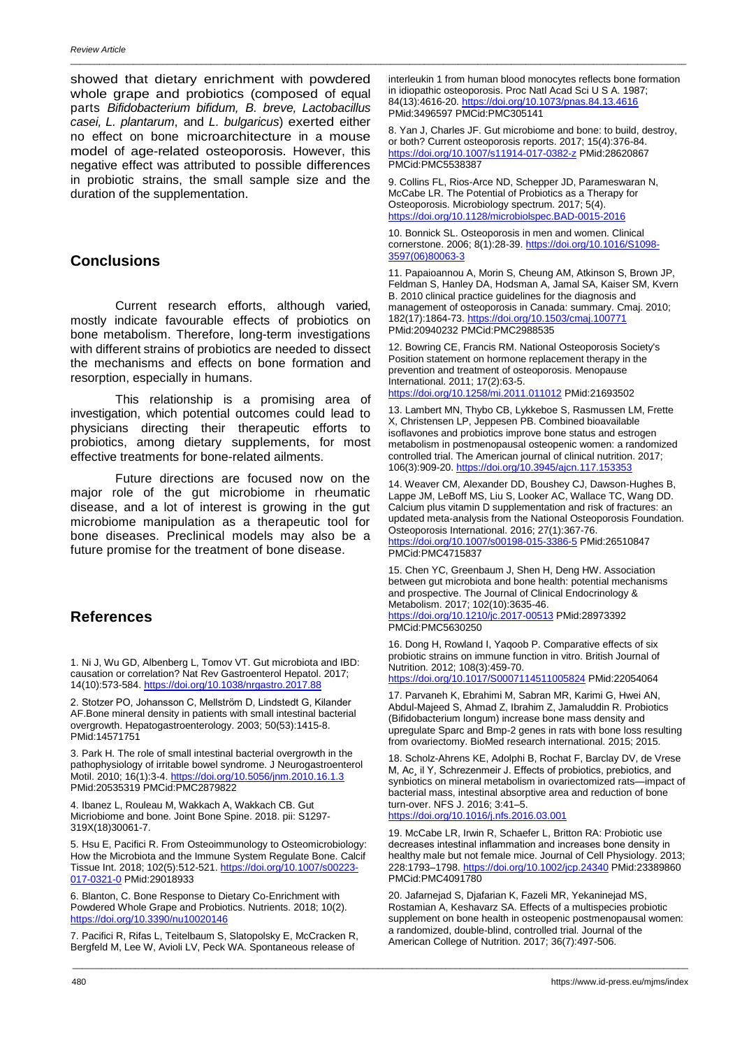showed that dietary enrichment with powdered whole grape and probiotics (composed of equal parts *Bifidobacterium bifidum, B. breve, Lactobacillus casei, L. plantarum*, and *L. bulgaricus*) exerted either no effect on bone microarchitecture in a mouse model of age-related osteoporosis. However, this negative effect was attributed to possible differences in probiotic strains, the small sample size and the duration of the supplementation.

## Conclusions

Current research efforts, although varied, mostly indicate favourable effects of probiotics on bone metabolism. Therefore, long-term investigations with different strains of probiotics are needed to dissect the mechanisms and effects on bone formation and resorption, especially in humans.

This relationship is a promising area of investigation, which potential outcomes could lead to physicians directing their therapeutic efforts to probiotics, among dietary supplements, for most effective treatments for bone-related ailments.

Future directions are focused now on the major role of the gut microbiome in rheumatic disease, and a lot of interest is growing in the gut microbiome manipulation as a therapeutic tool for bone diseases. Preclinical models may also be a future promise for the treatment of bone disease.

## References

1. Ni J, Wu GD, Albenberg L, Tomov VT. Gut microbiota and IBD: causation or correlation? Nat Rev Gastroenterol Hepatol. 2017; 14(10):573-584. https://doi.org/10.1038/nrgastro.2017.88

2. Stotzer PO, Johansson C, Mellström D, Lindstedt G, Kilander AF.Bone mineral density in patients with small intestinal bacterial overgrowth. Hepatogastroenterology. 2003; 50(53):1415-8. PMid:14571751

3. Park H. The role of small intestinal bacterial overgrowth in the pathophysiology of irritable bowel syndrome. J Neurogastroenterol Motil. 2010; 16(1):3-4. https://doi.org/10.5056/jnm.2010.16.1.3 PMid:20535319 PMCid:PMC2879822

4. Ibanez L, Rouleau M, Wakkach A, Wakkach CB. Gut Micriobiome and bone. Joint Bone Spine. 2018. pii: S1297-319X(18)30061-7.

5. Hsu E, Pacifici R. From Osteoimmunology to Osteomicrobiology: How the Microbiota and the Immune System Regulate Bone. Calcif Tissue Int. 2018; 102(5):512-521. https://doi.org/10.1007/s00223-017-0321-0 PMid:29018933

6. Blanton, C. Bone Response to Dietary Co-Enrichment with Powdered Whole Grape and Probiotics. Nutrients. 2018; 10(2). https://doi.org/10.3390/nu10020146

7. Pacifici R, Rifas L, Teitelbaum S, Slatopolsky E, McCracken R, Bergfeld M, Lee W, Avioli LV, Peck WA. Spontaneous release of interleukin 1 from human blood monocytes reflects bone formation in idiopathic osteoporosis. Proc Natl Acad Sci U S A. 1987; 84(13):4616-20. https://doi.org/10.1073/pnas.84.13.4616 PMid:3496597 PMCid:PMC305141

8. Yan J, Charles JF. Gut microbiome and bone: to build, destroy, or both? Current osteoporosis reports. 2017; 15(4):376-84. https://doi.org/10.1007/s11914-017-0382-z PMid:28620867 PMCid:PMC5538387

9. Collins FL, Rios-Arce ND, Schepper JD, Parameswaran N, McCabe LR. The Potential of Probiotics as a Therapy for Osteoporosis. Microbiology spectrum. 2017; 5(4). https://doi.org/10.1128/microbiolspec.BAD-0015-2016

10. Bonnick SL. Osteoporosis in men and women. Clinical cornerstone. 2006; 8(1):28-39. https://doi.org/10.1016/S1098-3597(06)80063-3

11. Papaioannou A, Morin S, Cheung AM, Atkinson S, Brown JP, Feldman S, Hanley DA, Hodsman A, Jamal SA, Kaiser SM, Kvern B. 2010 clinical practice guidelines for the diagnosis and management of osteoporosis in Canada: summary. Cmaj. 2010; 182(17):1864-73. https://doi.org/10.1503/cmaj.100771 PMid:20940232 PMCid:PMC2988535

12. Bowring CE, Francis RM. National Osteoporosis Society's Position statement on hormone replacement therapy in the prevention and treatment of osteoporosis. Menopause International. 2011; 17(2):63-5. https://doi.org/10.1258/mi.2011.011012 PMid:21693502

13. Lambert MN, Thybo CB, Lykkeboe S, Rasmussen LM, Frette X, Christensen LP, Jeppesen PB. Combined bioavailable isoflavones and probiotics improve bone status and estrogen metabolism in postmenopausal osteopenic women: a randomized controlled trial. The American journal of clinical nutrition. 2017; 106(3):909-20. https://doi.org/10.3945/ajcn.117.153353

14. Weaver CM, Alexander DD, Boushey CJ, Dawson-Hughes B, Lappe JM, LeBoff MS, Liu S, Looker AC, Wallace TC, Wang DD. Calcium plus vitamin D supplementation and risk of fractures: an updated meta-analysis from the National Osteoporosis Foundation. Osteoporosis International. 2016; 27(1):367-76. https://doi.org/10.1007/s00198-015-3386-5 PMid:26510847 PMCid:PMC4715837

15. Chen YC, Greenbaum J, Shen H, Deng HW. Association between gut microbiota and bone health: potential mechanisms and prospective. The Journal of Clinical Endocrinology & Metabolism. 2017; 102(10):3635-46. https://doi.org/10.1210/jc.2017-00513 PMid:28973392 PMCid:PMC5630250

16. Dong H, Rowland I, Yaqoob P. Comparative effects of six probiotic strains on immune function in vitro. British Journal of Nutrition. 2012; 108(3):459-70. https://doi.org/10.1017/S0007114511005824 PMid:22054064

17. Parvaneh K, Ebrahimi M, Sabran MR, Karimi G, Hwei AN, Abdul-Majeed S, Ahmad Z, Ibrahim Z, Jamaluddin R. Probiotics (Bifidobacterium longum) increase bone mass density and upregulate Sparc and Bmp-2 genes in rats with bone loss resulting from ovariectomy. BioMed research international. 2015; 2015.

18. Scholz-Ahrens KE, Adolphi B, Rochat F, Barclay DV, de Vrese M, Ac¸ il Y, Schrezenmeir J. Effects of probiotics, prebiotics, and synbiotics on mineral metabolism in ovariectomized rats—impact of bacterial mass, intestinal absorptive area and reduction of bone turn-over. NFS J. 2016; 3:41–5. https://doi.org/10.1016/j.nfs.2016.03.001

19. McCabe LR, Irwin R, Schaefer L, Britton RA: Probiotic use decreases intestinal inflammation and increases bone density in healthy male but not female mice. Journal of Cell Physiology. 2013; 228:1793–1798. https://doi.org/10.1002/jcp.24340 PMid:23389860 PMCid:PMC4091780

20. Jafarnejad S, Djafarian K, Fazeli MR, Yekaninejad MS, Rostamian A, Keshavarz SA. Effects of a multispecies probiotic supplement on bone health in osteopenic postmenopausal women: a randomized, double-blind, controlled trial. Journal of the American College of Nutrition. 2017; 36(7):497-506.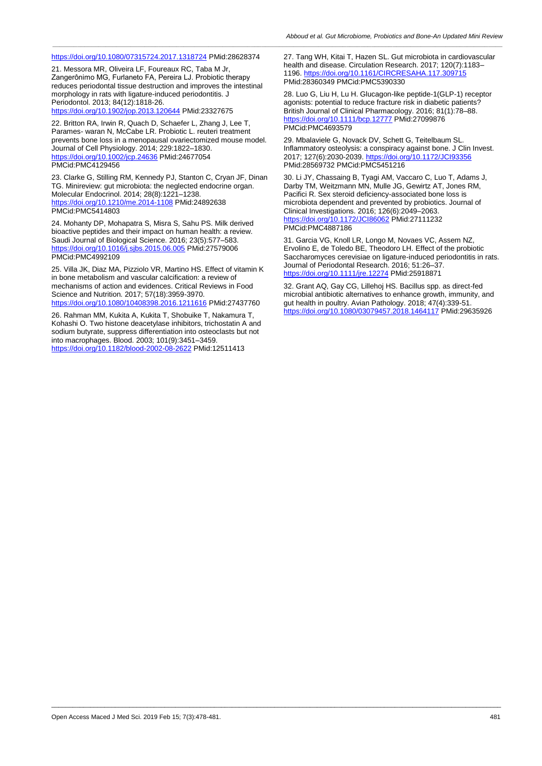https://doi.org/10.1080/07315724.2017.1318724 PMid:28628374

21. Messora MR, Oliveira LF, Foureaux RC, Taba M Jr, Zangerônimo MG, Furlaneto FA, Pereira LJ. Probiotic therapy reduces periodontal tissue destruction and improves the intestinal morphology in rats with ligature-induced periodontitis. J Periodontol. 2013; 84(12):1818-26. https://doi.org/10.1902/jop.2013.120644 PMid:23327675

22. Britton RA, Irwin R, Quach D, Schaefer L, Zhang J, Lee T, Parames- waran N, McCabe LR. Probiotic L. reuteri treatment prevents bone loss in a menopausal ovariectomized mouse model. Journal of Cell Physiology. 2014; 229:1822–1830. https://doi.org/10.1002/jcp.24636 PMid:24677054 PMCid:PMC4129456

23. Clarke G, Stilling RM, Kennedy PJ, Stanton C, Cryan JF, Dinan TG. Minireview: gut microbiota: the neglected endocrine organ. Molecular Endocrinol. 2014; 28(8):1221–1238. https://doi.org/10.1210/me.2014-1108 PMid:24892638 PMCid:PMC5414803

24. Mohanty DP, Mohapatra S, Misra S, Sahu PS. Milk derived bioactive peptides and their impact on human health: a review. Saudi Journal of Biological Science. 2016; 23(5):577–583. https://doi.org/10.1016/j.sjbs.2015.06.005 PMid:27579006 PMCid:PMC4992109

25. Villa JK, Diaz MA, Pizziolo VR, Martino HS. Effect of vitamin K in bone metabolism and vascular calcification: a review of mechanisms of action and evidences. Critical Reviews in Food Science and Nutrition. 2017; 57(18):3959-3970. https://doi.org/10.1080/10408398.2016.1211616 PMid:27437760

26. Rahman MM, Kukita A, Kukita T, Shobuike T, Nakamura T, Kohashi O. Two histone deacetylase inhibitors, trichostatin A and sodium butyrate, suppress differentiation into osteoclasts but not into macrophages. Blood. 2003; 101(9):3451–3459. https://doi.org/10.1182/blood-2002-08-2622 PMid:12511413

27. Tang WH, Kitai T, Hazen SL. Gut microbiota in cardiovascular health and disease. Circulation Research. 2017; 120(7):1183–1196. https://doi.org/10.1161/CIRCRESAHA.117.309715 PMid:28360349 PMCid:PMC5390330

28. Luo G, Liu H, Lu H. Glucagon-like peptide-1(GLP-1) receptor agonists: potential to reduce fracture risk in diabetic patients? British Journal of Clinical Pharmacology. 2016; 81(1):78–88. https://doi.org/10.1111/bcp.12777 PMid:27099876 PMCid:PMC4693579

29. Mbalaviele G, Novack DV, Schett G, Teitelbaum SL. Inflammatory osteolysis: a conspiracy against bone. J Clin Invest. 2017; 127(6):2030-2039. https://doi.org/10.1172/JCI93356 PMid:28569732 PMCid:PMC5451216

30. Li JY, Chassaing B, Tyagi AM, Vaccaro C, Luo T, Adams J, Darby TM, Weitzmann MN, Mulle JG, Gewirtz AT, Jones RM, Pacifici R. Sex steroid deficiency-associated bone loss is microbiota dependent and prevented by probiotics. Journal of Clinical Investigations. 2016; 126(6):2049–2063. https://doi.org/10.1172/JCI86062 PMid:27111232 PMCid:PMC4887186

31. Garcia VG, Knoll LR, Longo M, Novaes VC, Assem NZ, Ervolino E, de Toledo BE, Theodoro LH. Effect of the probiotic Saccharomyces cerevisiae on ligature-induced periodontitis in rats. Journal of Periodontal Research. 2016; 51:26–37. https://doi.org/10.1111/jre.12274 PMid:25918871

32. Grant AQ, Gay CG, Lillehoj HS. Bacillus spp. as direct-fed microbial antibiotic alternatives to enhance growth, immunity, and gut health in poultry. Avian Pathology. 2018; 47(4):339-51. https://doi.org/10.1080/03079457.2018.1464117 PMid:29635926